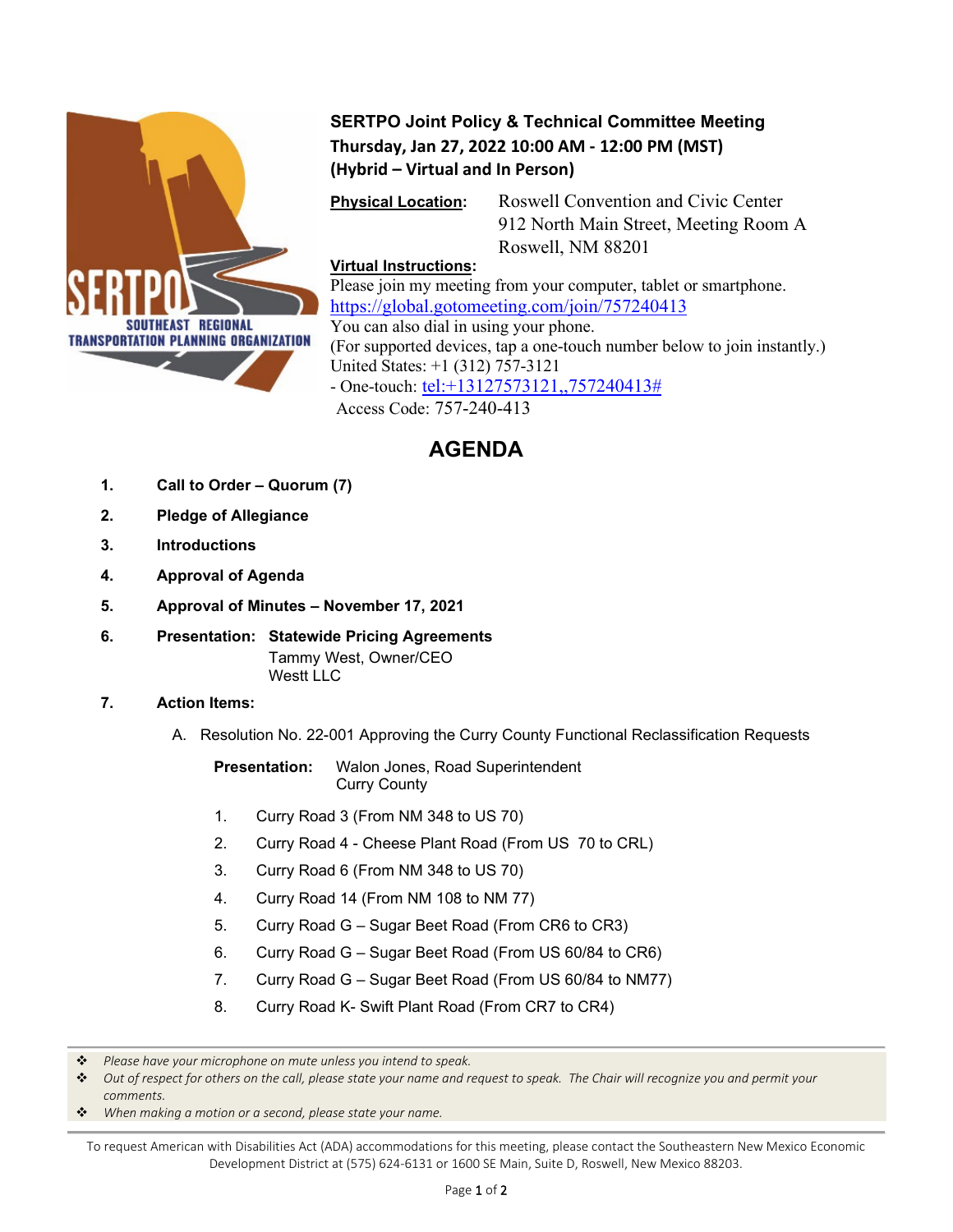SOUTHEAST REGIONAL TRANSPORTATION PLANNING ORGANIZATION

**SERTPO Joint Policy & Technical Committee Meeting**
**Thursday, Jan 27, 2022 10:00 AM - 12:00 PM (MST)**
**(Hybrid – Virtual and In Person)**

**Physical Location:** Roswell Convention and Civic Center
912 North Main Street, Meeting Room A
Roswell, NM 88201

**Virtual Instructions:**
Please join my meeting from your computer, tablet or smartphone.
https://global.gotomeeting.com/join/757240413
You can also dial in using your phone.
(For supported devices, tap a one-touch number below to join instantly.)
United States: +1 (312) 757-3121
- One-touch: tel:+13127573121,,757240413#
Access Code: 757-240-413

# AGENDA

1. **Call to Order – Quorum (7)**
2. **Pledge of Allegiance**
3. **Introductions**
4. **Approval of Agenda**
5. **Approval of Minutes – November 17, 2021**
6. **Presentation: Statewide Pricing Agreements**
   Tammy West, Owner/CEO
   Westt LLC
7. **Action Items:**

   A. Resolution No. 22-001 Approving the Curry County Functional Reclassification Requests

   **Presentation:** Walon Jones, Road Superintendent
   Curry County

   1. Curry Road 3 (From NM 348 to US 70)
   2. Curry Road 4 - Cheese Plant Road (From US 70 to CRL)
   3. Curry Road 6 (From NM 348 to US 70)
   4. Curry Road 14 (From NM 108 to NM 77)
   5. Curry Road G – Sugar Beet Road (From CR6 to CR3)
   6. Curry Road G – Sugar Beet Road (From US 60/84 to CR6)
   7. Curry Road G – Sugar Beet Road (From US 60/84 to NM77)
   8. Curry Road K- Swift Plant Road (From CR7 to CR4)

- *Please have your microphone on mute unless you intend to speak.*
- *Out of respect for others on the call, please state your name and request to speak. The Chair will recognize you and permit your comments.*
- *When making a motion or a second, please state your name.*

To request American with Disabilities Act (ADA) accommodations for this meeting, please contact the Southeastern New Mexico Economic Development District at (575) 624-6131 or 1600 SE Main, Suite D, Roswell, New Mexico 88203.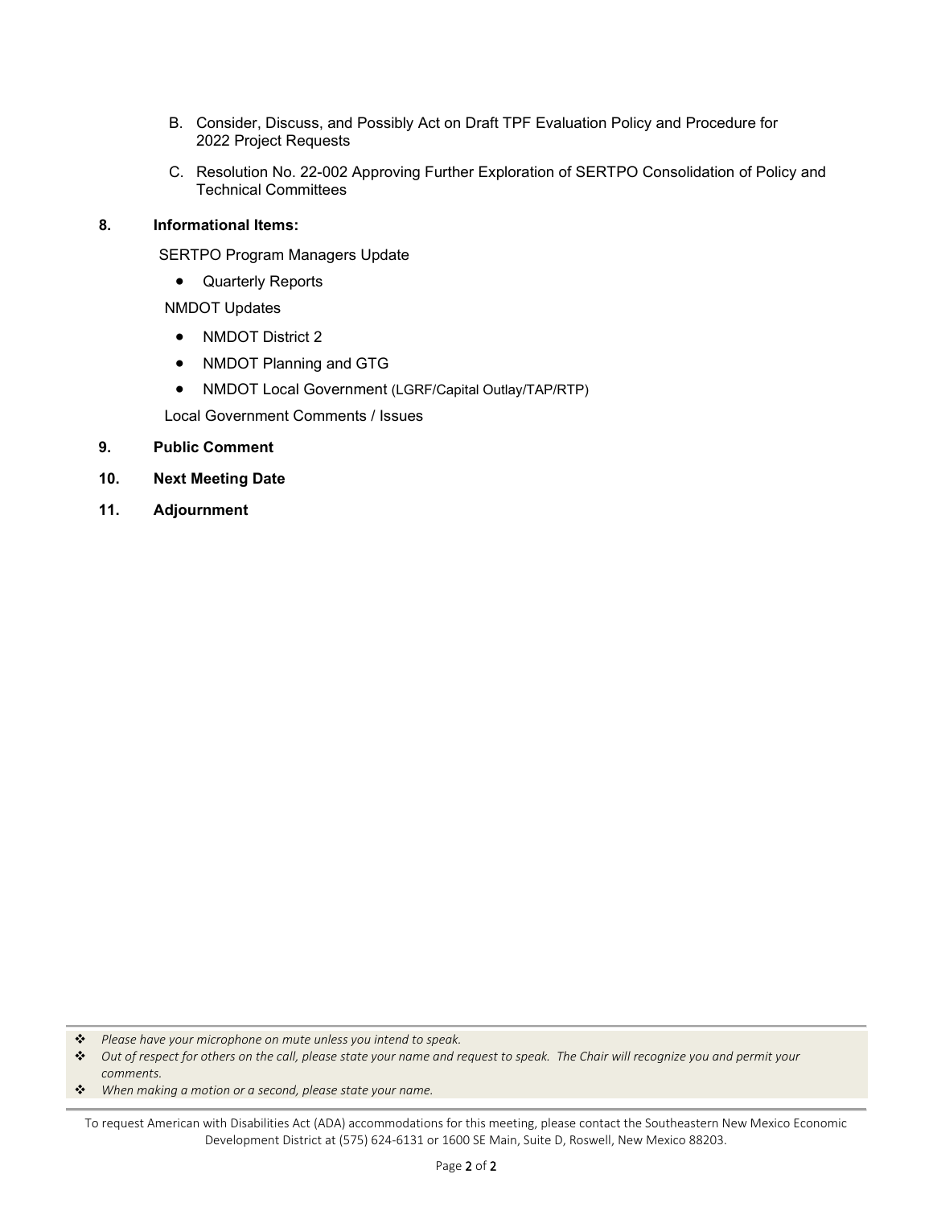B. Consider, Discuss, and Possibly Act on Draft TPF Evaluation Policy and Procedure for 2022 Project Requests

C. Resolution No. 22-002 Approving Further Exploration of SERTPO Consolidation of Policy and Technical Committees

**8. Informational Items:**

SERTPO Program Managers Update

- Quarterly Reports

NMDOT Updates

- NMDOT District 2
- NMDOT Planning and GTG
- NMDOT Local Government (LGRF/Capital Outlay/TAP/RTP)

Local Government Comments / Issues

**9. Public Comment**

**10. Next Meeting Date**

**11. Adjournment**

- *Please have your microphone on mute unless you intend to speak.*
- *Out of respect for others on the call, please state your name and request to speak. The Chair will recognize you and permit your comments.*
- *When making a motion or a second, please state your name.*

To request American with Disabilities Act (ADA) accommodations for this meeting, please contact the Southeastern New Mexico Economic Development District at (575) 624-6131 or 1600 SE Main, Suite D, Roswell, New Mexico 88203.